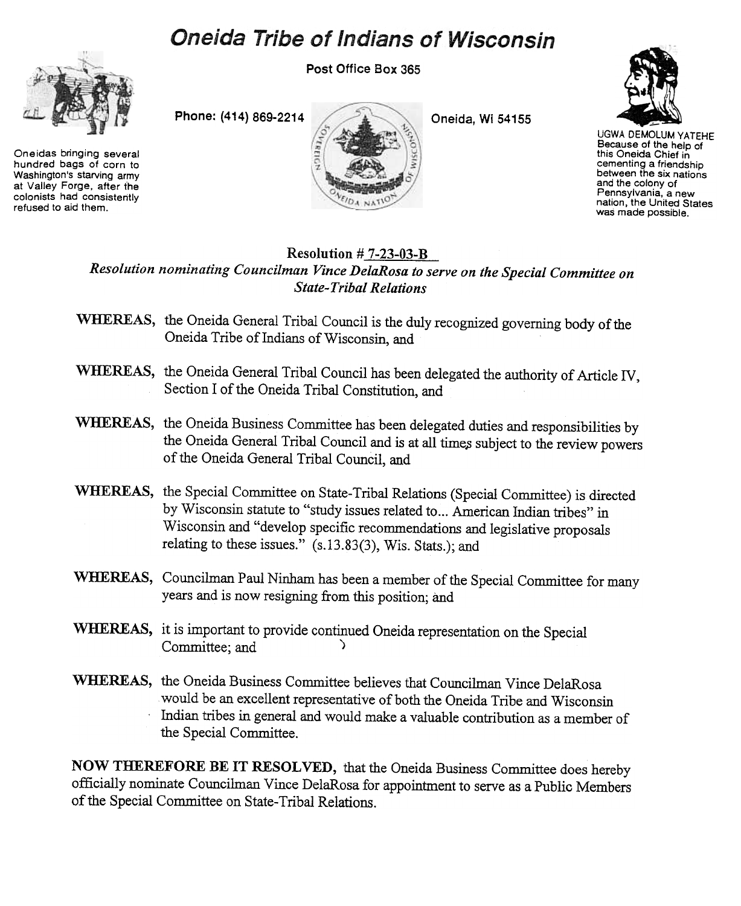# Oneida Tribe of Indians of Wisconsin

Post Office Box 365

Phone: (414) 869-2214

Oneida, Wi 54155

Oneidas bringing several hundred bags of corn to Washington's starving army at Valley Forge, after the colonists had consistently refused to aid them.

UGWA DEMOLUM YATEHE
Because of the help of this Oneida Chief in cementing a friendship between the six nations and the colony of Pennsylvania, a new nation, the United States was made possible.

**Resolution # 7-23-03-B**

***Resolution nominating Councilman Vince DelaRosa to serve on the Special Committee on State-Tribal Relations***

**WHEREAS,** the Oneida General Tribal Council is the duly recognized governing body of the Oneida Tribe of Indians of Wisconsin, and

**WHEREAS,** the Oneida General Tribal Council has been delegated the authority of Article IV, Section I of the Oneida Tribal Constitution, and

**WHEREAS,** the Oneida Business Committee has been delegated duties and responsibilities by the Oneida General Tribal Council and is at all times subject to the review powers of the Oneida General Tribal Council, and

**WHEREAS,** the Special Committee on State-Tribal Relations (Special Committee) is directed by Wisconsin statute to "study issues related to... American Indian tribes" in Wisconsin and "develop specific recommendations and legislative proposals relating to these issues." (s.13.83(3), Wis. Stats.); and

**WHEREAS,** Councilman Paul Ninham has been a member of the Special Committee for many years and is now resigning from this position; and

**WHEREAS,** it is important to provide continued Oneida representation on the Special Committee; and

**WHEREAS,** the Oneida Business Committee believes that Councilman Vince DelaRosa would be an excellent representative of both the Oneida Tribe and Wisconsin Indian tribes in general and would make a valuable contribution as a member of the Special Committee.

**NOW THEREFORE BE IT RESOLVED,** that the Oneida Business Committee does hereby officially nominate Councilman Vince DelaRosa for appointment to serve as a Public Members of the Special Committee on State-Tribal Relations.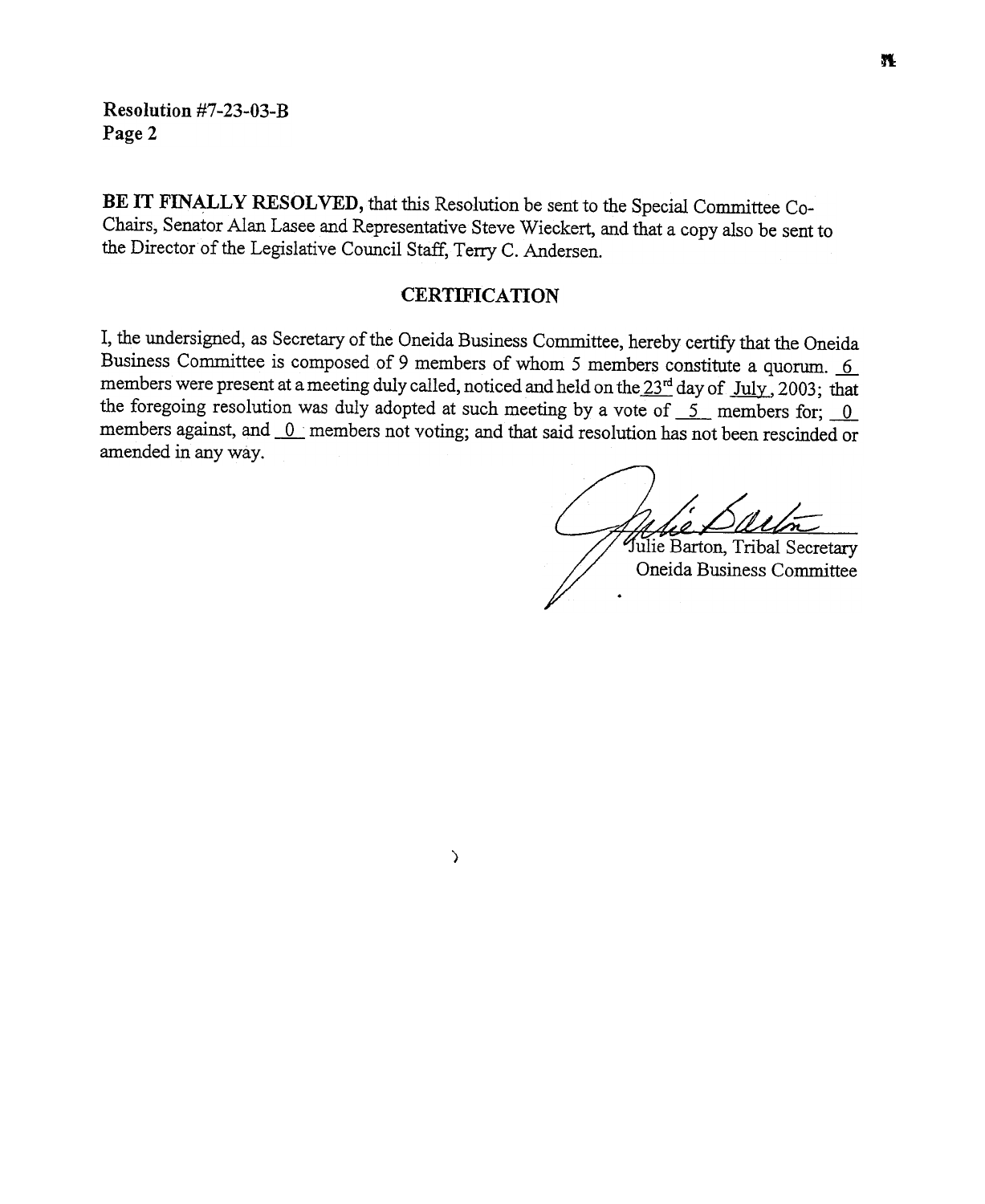**Resolution #7-23-03-B**
**Page 2**

**BE IT FINALLY RESOLVED,** that this Resolution be sent to the Special Committee Co-Chairs, Senator Alan Lasee and Representative Steve Wieckert, and that a copy also be sent to the Director of the Legislative Council Staff, Terry C. Andersen.

## CERTIFICATION

I, the undersigned, as Secretary of the Oneida Business Committee, hereby certify that the Oneida Business Committee is composed of 9 members of whom 5 members constitute a quorum. 6 members were present at a meeting duly called, noticed and held on the 23rd day of July, 2003; that the foregoing resolution was duly adopted at such meeting by a vote of 5 members for; 0 members against, and 0 members not voting; and that said resolution has not been rescinded or amended in any way.

Julie Barton, Tribal Secretary
Oneida Business Committee